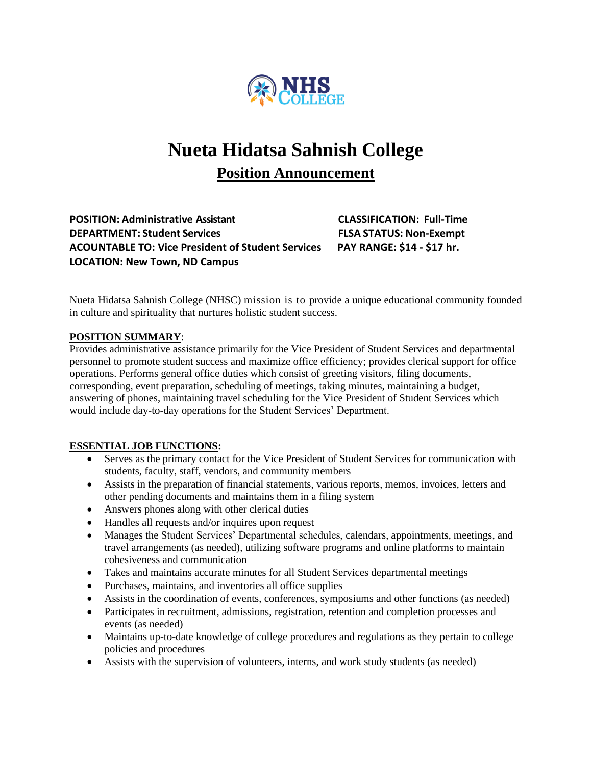# Nueta Hidatsa Sahnish College

## Position Announcement

**POSITION: Administrative Assistant**
**DEPARTMENT: Student Services**
**ACOUNTABLE TO: Vice President of Student Services**
**LOCATION: New Town, ND Campus**

**CLASSIFICATION: Full-Time**
**FLSA STATUS: Non-Exempt**
**PAY RANGE: $14 - $17 hr.**

Nueta Hidatsa Sahnish College (NHSC) mission is to provide a unique educational community founded in culture and spirituality that nurtures holistic student success.

**POSITION SUMMARY**:
Provides administrative assistance primarily for the Vice President of Student Services and departmental personnel to promote student success and maximize office efficiency; provides clerical support for office operations. Performs general office duties which consist of greeting visitors, filing documents, corresponding, event preparation, scheduling of meetings, taking minutes, maintaining a budget, answering of phones, maintaining travel scheduling for the Vice President of Student Services which would include day-to-day operations for the Student Services' Department.

**ESSENTIAL JOB FUNCTIONS:**

- Serves as the primary contact for the Vice President of Student Services for communication with students, faculty, staff, vendors, and community members
- Assists in the preparation of financial statements, various reports, memos, invoices, letters and other pending documents and maintains them in a filing system
- Answers phones along with other clerical duties
- Handles all requests and/or inquires upon request
- Manages the Student Services' Departmental schedules, calendars, appointments, meetings, and travel arrangements (as needed), utilizing software programs and online platforms to maintain cohesiveness and communication
- Takes and maintains accurate minutes for all Student Services departmental meetings
- Purchases, maintains, and inventories all office supplies
- Assists in the coordination of events, conferences, symposiums and other functions (as needed)
- Participates in recruitment, admissions, registration, retention and completion processes and events (as needed)
- Maintains up-to-date knowledge of college procedures and regulations as they pertain to college policies and procedures
- Assists with the supervision of volunteers, interns, and work study students (as needed)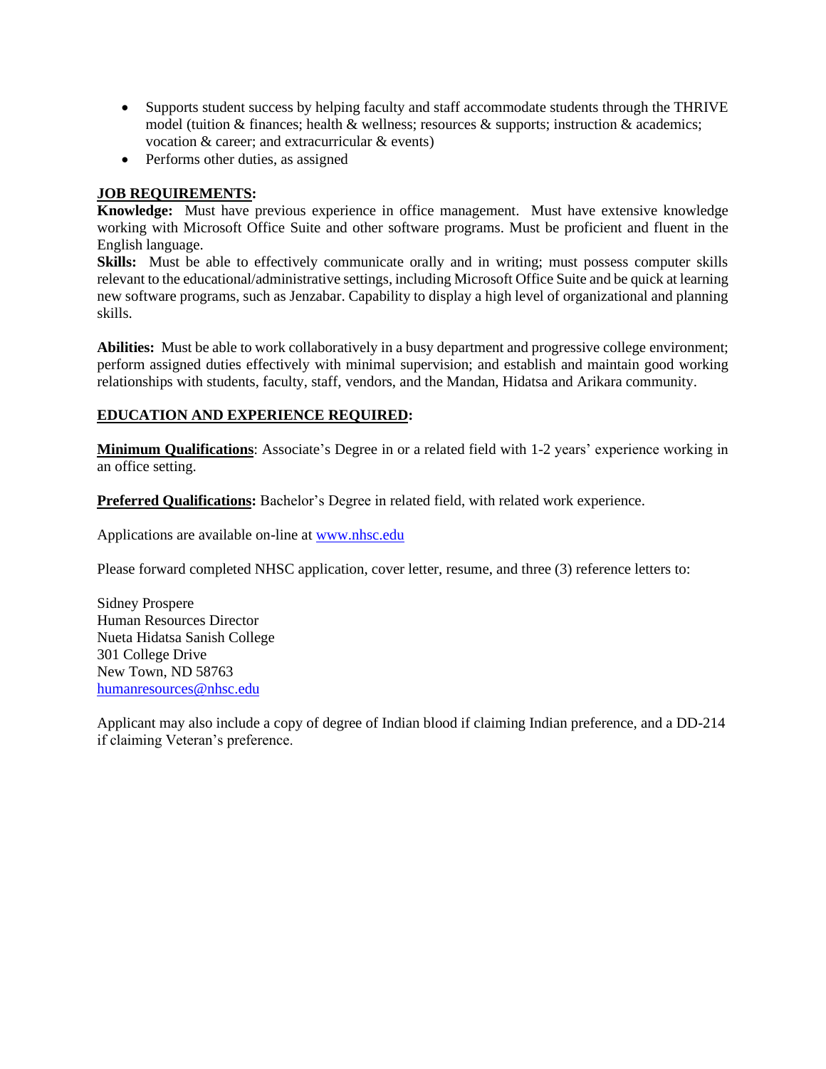- Supports student success by helping faculty and staff accommodate students through the THRIVE model (tuition & finances; health & wellness; resources & supports; instruction & academics; vocation & career; and extracurricular & events)
- Performs other duties, as assigned

**JOB REQUIREMENTS:**

**Knowledge:** Must have previous experience in office management. Must have extensive knowledge working with Microsoft Office Suite and other software programs. Must be proficient and fluent in the English language.

**Skills:** Must be able to effectively communicate orally and in writing; must possess computer skills relevant to the educational/administrative settings, including Microsoft Office Suite and be quick at learning new software programs, such as Jenzabar. Capability to display a high level of organizational and planning skills.

**Abilities:** Must be able to work collaboratively in a busy department and progressive college environment; perform assigned duties effectively with minimal supervision; and establish and maintain good working relationships with students, faculty, staff, vendors, and the Mandan, Hidatsa and Arikara community.

**EDUCATION AND EXPERIENCE REQUIRED:**

**Minimum Qualifications**: Associate's Degree in or a related field with 1-2 years' experience working in an office setting.

**Preferred Qualifications:** Bachelor's Degree in related field, with related work experience.

Applications are available on-line at www.nhsc.edu

Please forward completed NHSC application, cover letter, resume, and three (3) reference letters to:

Sidney Prospere
Human Resources Director
Nueta Hidatsa Sanish College
301 College Drive
New Town, ND 58763
humanresources@nhsc.edu

Applicant may also include a copy of degree of Indian blood if claiming Indian preference, and a DD-214 if claiming Veteran's preference.